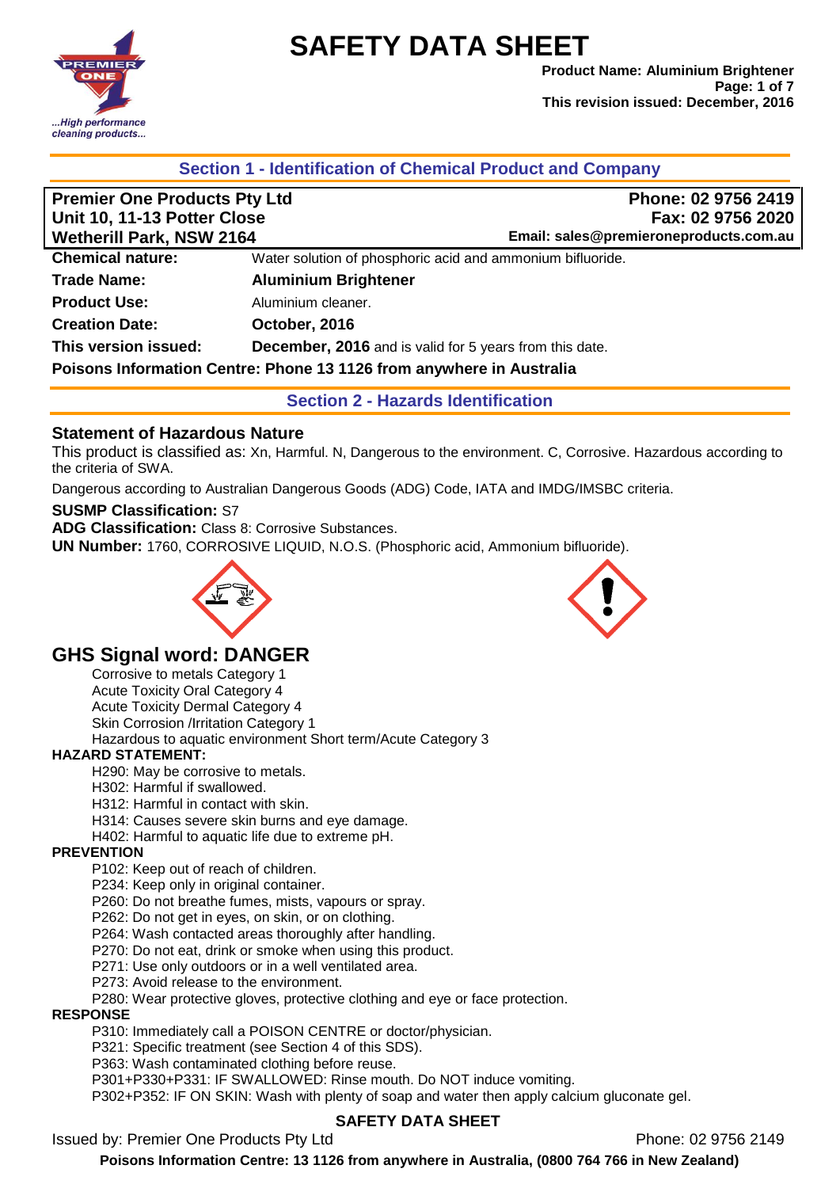# SAFETY DATA SHEET

**Product Name: Aluminium Brightener**
**This revision issued: December, 2016**

## Section 1 - Identification of Chemical Product and Company

| **Premier One Products Pty Ltd** | **Phone: 02 9756 2419** |
|---|---|
| **Unit 10, 11-13 Potter Close** | **Fax: 02 9756 2020** |
| **Wetherill Park, NSW 2164** | **Email: sales@premieroneproducts.com.au** |

| | |
|---|---|
| **Chemical nature:** | Water solution of phosphoric acid and ammonium bifluoride. |
| **Trade Name:** | **Aluminium Brightener** |
| **Product Use:** | Aluminium cleaner. |
| **Creation Date:** | **October, 2016** |
| **This version issued:** | **December, 2016** and is valid for 5 years from this date. |

**Poisons Information Centre: Phone 13 1126 from anywhere in Australia**

## Section 2 - Hazards Identification

### Statement of Hazardous Nature

This product is classified as: Xn, Harmful. N, Dangerous to the environment. C, Corrosive. Hazardous according to the criteria of SWA.

Dangerous according to Australian Dangerous Goods (ADG) Code, IATA and IMDG/IMSBC criteria.

**SUSMP Classification:** S7

**ADG Classification:** Class 8: Corrosive Substances.

**UN Number:** 1760, CORROSIVE LIQUID, N.O.S. (Phosphoric acid, Ammonium bifluoride).

## GHS Signal word: DANGER

- Corrosive to metals Category 1
- Acute Toxicity Oral Category 4
- Acute Toxicity Dermal Category 4
- Skin Corrosion /Irritation Category 1
- Hazardous to aquatic environment Short term/Acute Category 3

**HAZARD STATEMENT:**

- H290: May be corrosive to metals.
- H302: Harmful if swallowed.
- H312: Harmful in contact with skin.
- H314: Causes severe skin burns and eye damage.
- H402: Harmful to aquatic life due to extreme pH.

**PREVENTION**

- P102: Keep out of reach of children.
- P234: Keep only in original container.
- P260: Do not breathe fumes, mists, vapours or spray.
- P262: Do not get in eyes, on skin, or on clothing.
- P264: Wash contacted areas thoroughly after handling.
- P270: Do not eat, drink or smoke when using this product.
- P271: Use only outdoors or in a well ventilated area.
- P273: Avoid release to the environment.
- P280: Wear protective gloves, protective clothing and eye or face protection.

**RESPONSE**

- P310: Immediately call a POISON CENTRE or doctor/physician.
- P321: Specific treatment (see Section 4 of this SDS).
- P363: Wash contaminated clothing before reuse.
- P301+P330+P331: IF SWALLOWED: Rinse mouth. Do NOT induce vomiting.
- P302+P352: IF ON SKIN: Wash with plenty of soap and water then apply calcium gluconate gel.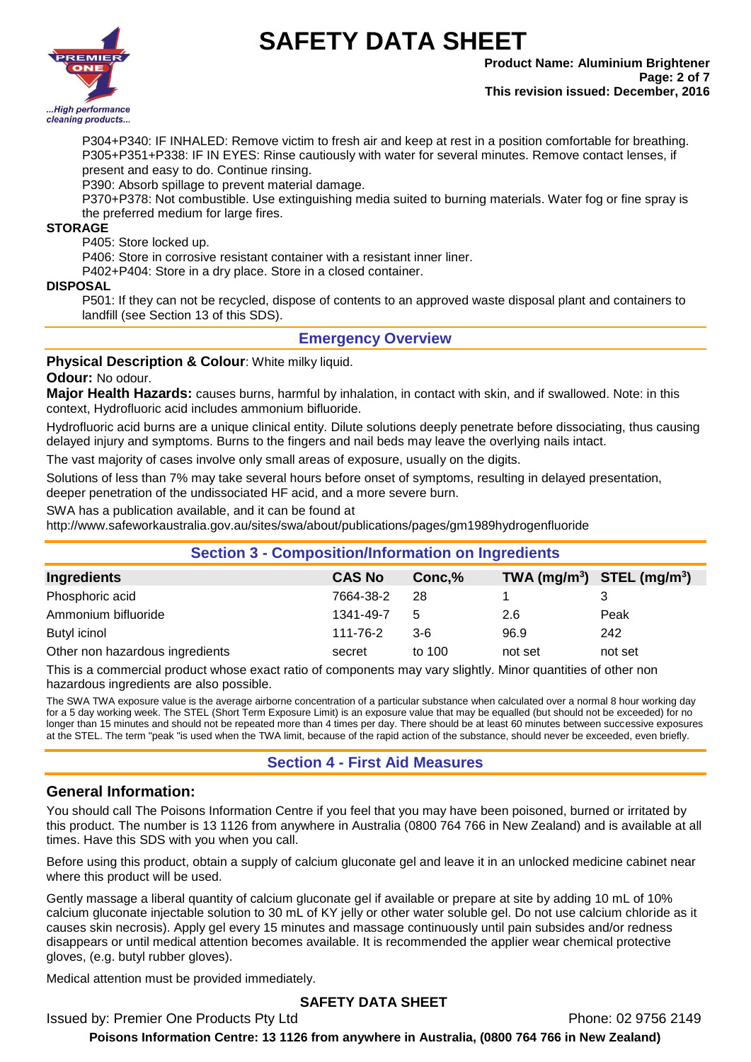P304+P340: IF INHALED: Remove victim to fresh air and keep at rest in a position comfortable for breathing.
P305+P351+P338: IF IN EYES: Rinse cautiously with water for several minutes. Remove contact lenses, if present and easy to do. Continue rinsing.
P390: Absorb spillage to prevent material damage.
P370+P378: Not combustible. Use extinguishing media suited to burning materials. Water fog or fine spray is the preferred medium for large fires.

**STORAGE**

P405: Store locked up.
P406: Store in corrosive resistant container with a resistant inner liner.
P402+P404: Store in a dry place. Store in a closed container.

**DISPOSAL**

P501: If they can not be recycled, dispose of contents to an approved waste disposal plant and containers to landfill (see Section 13 of this SDS).

## Emergency Overview

**Physical Description & Colour**: White milky liquid.

**Odour:** No odour.

**Major Health Hazards:** causes burns, harmful by inhalation, in contact with skin, and if swallowed. Note: in this context, Hydrofluoric acid includes ammonium bifluoride.

Hydrofluoric acid burns are a unique clinical entity. Dilute solutions deeply penetrate before dissociating, thus causing delayed injury and symptoms. Burns to the fingers and nail beds may leave the overlying nails intact.

The vast majority of cases involve only small areas of exposure, usually on the digits.

Solutions of less than 7% may take several hours before onset of symptoms, resulting in delayed presentation, deeper penetration of the undissociated HF acid, and a more severe burn.

SWA has a publication available, and it can be found at
http://www.safeworkaustralia.gov.au/sites/swa/about/publications/pages/gm1989hydrogenfluoride

## Section 3 - Composition/Information on Ingredients

| Ingredients | CAS No | Conc,% | TWA ($mg/m^3$) | STEL ($mg/m^3$) |
|---|---|---|---|---|
| Phosphoric acid | 7664-38-2 | 28 | 1 | 3 |
| Ammonium bifluoride | 1341-49-7 | 5 | 2.6 | Peak |
| Butyl icinol | 111-76-2 | 3-6 | 96.9 | 242 |
| Other non hazardous ingredients | secret | to 100 | not set | not set |

This is a commercial product whose exact ratio of components may vary slightly. Minor quantities of other non hazardous ingredients are also possible.

The SWA TWA exposure value is the average airborne concentration of a particular substance when calculated over a normal 8 hour working day for a 5 day working week. The STEL (Short Term Exposure Limit) is an exposure value that may be equalled (but should not be exceeded) for no longer than 15 minutes and should not be repeated more than 4 times per day. There should be at least 60 minutes between successive exposures at the STEL. The term "peak "is used when the TWA limit, because of the rapid action of the substance, should never be exceeded, even briefly.

## Section 4 - First Aid Measures

### General Information:

You should call The Poisons Information Centre if you feel that you may have been poisoned, burned or irritated by this product. The number is 13 1126 from anywhere in Australia (0800 764 766 in New Zealand) and is available at all times. Have this SDS with you when you call.

Before using this product, obtain a supply of calcium gluconate gel and leave it in an unlocked medicine cabinet near where this product will be used.

Gently massage a liberal quantity of calcium gluconate gel if available or prepare at site by adding 10 mL of 10% calcium gluconate injectable solution to 30 mL of KY jelly or other water soluble gel. Do not use calcium chloride as it causes skin necrosis). Apply gel every 15 minutes and massage continuously until pain subsides and/or redness disappears or until medical attention becomes available. It is recommended the applier wear chemical protective gloves, (e.g. butyl rubber gloves).

Medical attention must be provided immediately.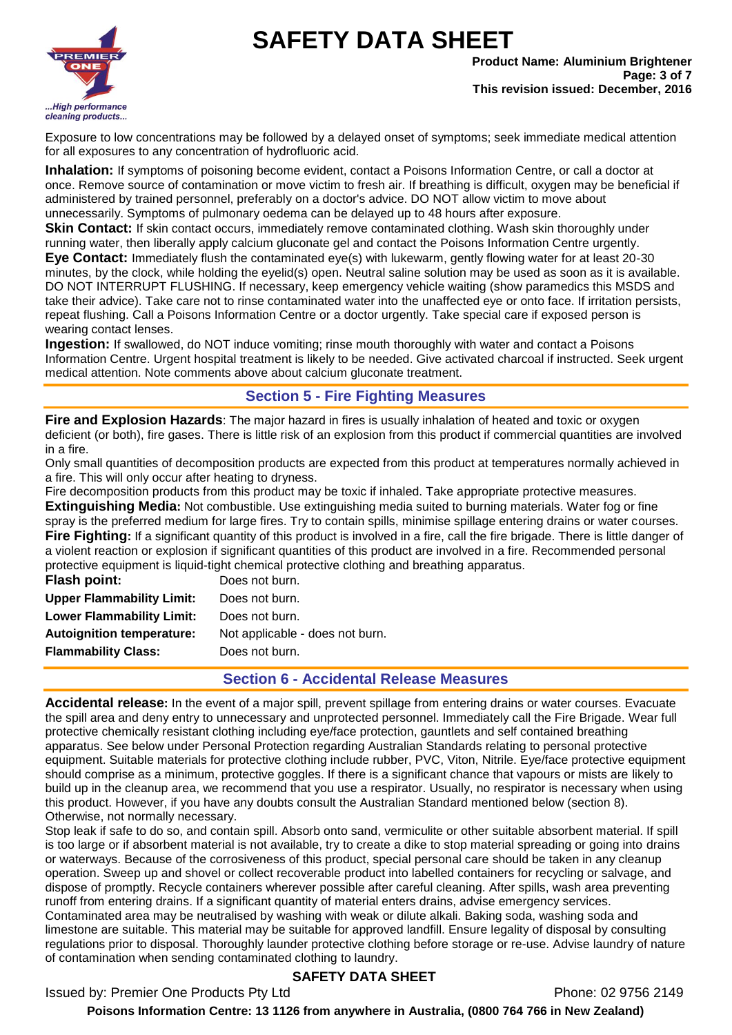Exposure to low concentrations may be followed by a delayed onset of symptoms; seek immediate medical attention for all exposures to any concentration of hydrofluoric acid.

**Inhalation:** If symptoms of poisoning become evident, contact a Poisons Information Centre, or call a doctor at once. Remove source of contamination or move victim to fresh air. If breathing is difficult, oxygen may be beneficial if administered by trained personnel, preferably on a doctor's advice. DO NOT allow victim to move about unnecessarily. Symptoms of pulmonary oedema can be delayed up to 48 hours after exposure.

**Skin Contact:** If skin contact occurs, immediately remove contaminated clothing. Wash skin thoroughly under running water, then liberally apply calcium gluconate gel and contact the Poisons Information Centre urgently.

**Eye Contact:** Immediately flush the contaminated eye(s) with lukewarm, gently flowing water for at least 20-30 minutes, by the clock, while holding the eyelid(s) open. Neutral saline solution may be used as soon as it is available. DO NOT INTERRUPT FLUSHING. If necessary, keep emergency vehicle waiting (show paramedics this MSDS and take their advice). Take care not to rinse contaminated water into the unaffected eye or onto face. If irritation persists, repeat flushing. Call a Poisons Information Centre or a doctor urgently. Take special care if exposed person is wearing contact lenses.

**Ingestion:** If swallowed, do NOT induce vomiting; rinse mouth thoroughly with water and contact a Poisons Information Centre. Urgent hospital treatment is likely to be needed. Give activated charcoal if instructed. Seek urgent medical attention. Note comments above about calcium gluconate treatment.

## Section 5 - Fire Fighting Measures

**Fire and Explosion Hazards**: The major hazard in fires is usually inhalation of heated and toxic or oxygen deficient (or both), fire gases. There is little risk of an explosion from this product if commercial quantities are involved in a fire.

Only small quantities of decomposition products are expected from this product at temperatures normally achieved in a fire. This will only occur after heating to dryness.

Fire decomposition products from this product may be toxic if inhaled. Take appropriate protective measures.

**Extinguishing Media:** Not combustible. Use extinguishing media suited to burning materials. Water fog or fine spray is the preferred medium for large fires. Try to contain spills, minimise spillage entering drains or water courses.

**Fire Fighting:** If a significant quantity of this product is involved in a fire, call the fire brigade. There is little danger of a violent reaction or explosion if significant quantities of this product are involved in a fire. Recommended personal protective equipment is liquid-tight chemical protective clothing and breathing apparatus.

| | |
|---|---|
| **Flash point:** | Does not burn. |
| **Upper Flammability Limit:** | Does not burn. |
| **Lower Flammability Limit:** | Does not burn. |
| **Autoignition temperature:** | Not applicable - does not burn. |
| **Flammability Class:** | Does not burn. |

## Section 6 - Accidental Release Measures

**Accidental release:** In the event of a major spill, prevent spillage from entering drains or water courses. Evacuate the spill area and deny entry to unnecessary and unprotected personnel. Immediately call the Fire Brigade. Wear full protective chemically resistant clothing including eye/face protection, gauntlets and self contained breathing apparatus. See below under Personal Protection regarding Australian Standards relating to personal protective equipment. Suitable materials for protective clothing include rubber, PVC, Viton, Nitrile. Eye/face protective equipment should comprise as a minimum, protective goggles. If there is a significant chance that vapours or mists are likely to build up in the cleanup area, we recommend that you use a respirator. Usually, no respirator is necessary when using this product. However, if you have any doubts consult the Australian Standard mentioned below (section 8). Otherwise, not normally necessary.

Stop leak if safe to do so, and contain spill. Absorb onto sand, vermiculite or other suitable absorbent material. If spill is too large or if absorbent material is not available, try to create a dike to stop material spreading or going into drains or waterways. Because of the corrosiveness of this product, special personal care should be taken in any cleanup operation. Sweep up and shovel or collect recoverable product into labelled containers for recycling or salvage, and dispose of promptly. Recycle containers wherever possible after careful cleaning. After spills, wash area preventing runoff from entering drains. If a significant quantity of material enters drains, advise emergency services. Contaminated area may be neutralised by washing with weak or dilute alkali. Baking soda, washing soda and limestone are suitable. This material may be suitable for approved landfill. Ensure legality of disposal by consulting regulations prior to disposal. Thoroughly launder protective clothing before storage or re-use. Advise laundry of nature of contamination when sending contaminated clothing to laundry.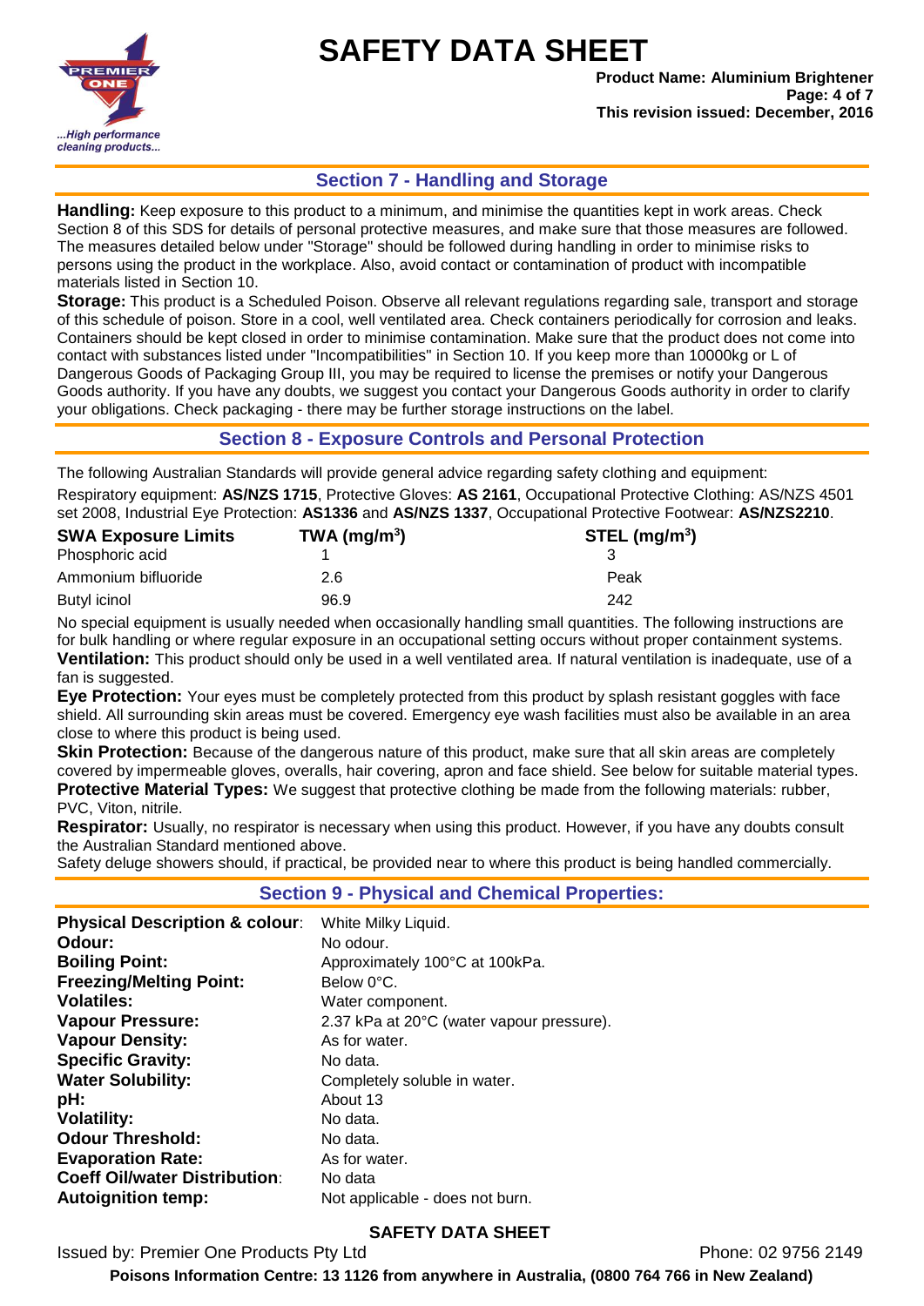## Section 7 - Handling and Storage

**Handling:** Keep exposure to this product to a minimum, and minimise the quantities kept in work areas. Check Section 8 of this SDS for details of personal protective measures, and make sure that those measures are followed. The measures detailed below under "Storage" should be followed during handling in order to minimise risks to persons using the product in the workplace. Also, avoid contact or contamination of product with incompatible materials listed in Section 10.

**Storage:** This product is a Scheduled Poison. Observe all relevant regulations regarding sale, transport and storage of this schedule of poison. Store in a cool, well ventilated area. Check containers periodically for corrosion and leaks. Containers should be kept closed in order to minimise contamination. Make sure that the product does not come into contact with substances listed under "Incompatibilities" in Section 10. If you keep more than 10000kg or L of Dangerous Goods of Packaging Group III, you may be required to license the premises or notify your Dangerous Goods authority. If you have any doubts, we suggest you contact your Dangerous Goods authority in order to clarify your obligations. Check packaging - there may be further storage instructions on the label.

## Section 8 - Exposure Controls and Personal Protection

The following Australian Standards will provide general advice regarding safety clothing and equipment:

Respiratory equipment: **AS/NZS 1715**, Protective Gloves: **AS 2161**, Occupational Protective Clothing: AS/NZS 4501 set 2008, Industrial Eye Protection: **AS1336** and **AS/NZS 1337**, Occupational Protective Footwear: **AS/NZS2210**.

| SWA Exposure Limits | TWA ($mg/m^3$) | STEL ($mg/m^3$) |
|---|---|---|
| Phosphoric acid | 1 | 3 |
| Ammonium bifluoride | 2.6 | Peak |
| Butyl icinol | 96.9 | 242 |

No special equipment is usually needed when occasionally handling small quantities. The following instructions are for bulk handling or where regular exposure in an occupational setting occurs without proper containment systems.

**Ventilation:** This product should only be used in a well ventilated area. If natural ventilation is inadequate, use of a fan is suggested.

**Eye Protection:** Your eyes must be completely protected from this product by splash resistant goggles with face shield. All surrounding skin areas must be covered. Emergency eye wash facilities must also be available in an area close to where this product is being used.

**Skin Protection:** Because of the dangerous nature of this product, make sure that all skin areas are completely covered by impermeable gloves, overalls, hair covering, apron and face shield. See below for suitable material types.

**Protective Material Types:** We suggest that protective clothing be made from the following materials: rubber, PVC, Viton, nitrile.

**Respirator:** Usually, no respirator is necessary when using this product. However, if you have any doubts consult the Australian Standard mentioned above.

Safety deluge showers should, if practical, be provided near to where this product is being handled commercially.

## Section 9 - Physical and Chemical Properties:

| | |
|---|---|
| **Physical Description & colour**: | White Milky Liquid. |
| **Odour:** | No odour. |
| **Boiling Point:** | Approximately 100°C at 100kPa. |
| **Freezing/Melting Point:** | Below 0°C. |
| **Volatiles:** | Water component. |
| **Vapour Pressure:** | 2.37 kPa at 20°C (water vapour pressure). |
| **Vapour Density:** | As for water. |
| **Specific Gravity:** | No data. |
| **Water Solubility:** | Completely soluble in water. |
| **pH:** | About 13 |
| **Volatility:** | No data. |
| **Odour Threshold:** | No data. |
| **Evaporation Rate:** | As for water. |
| **Coeff Oil/water Distribution**: | No data |
| **Autoignition temp:** | Not applicable - does not burn. |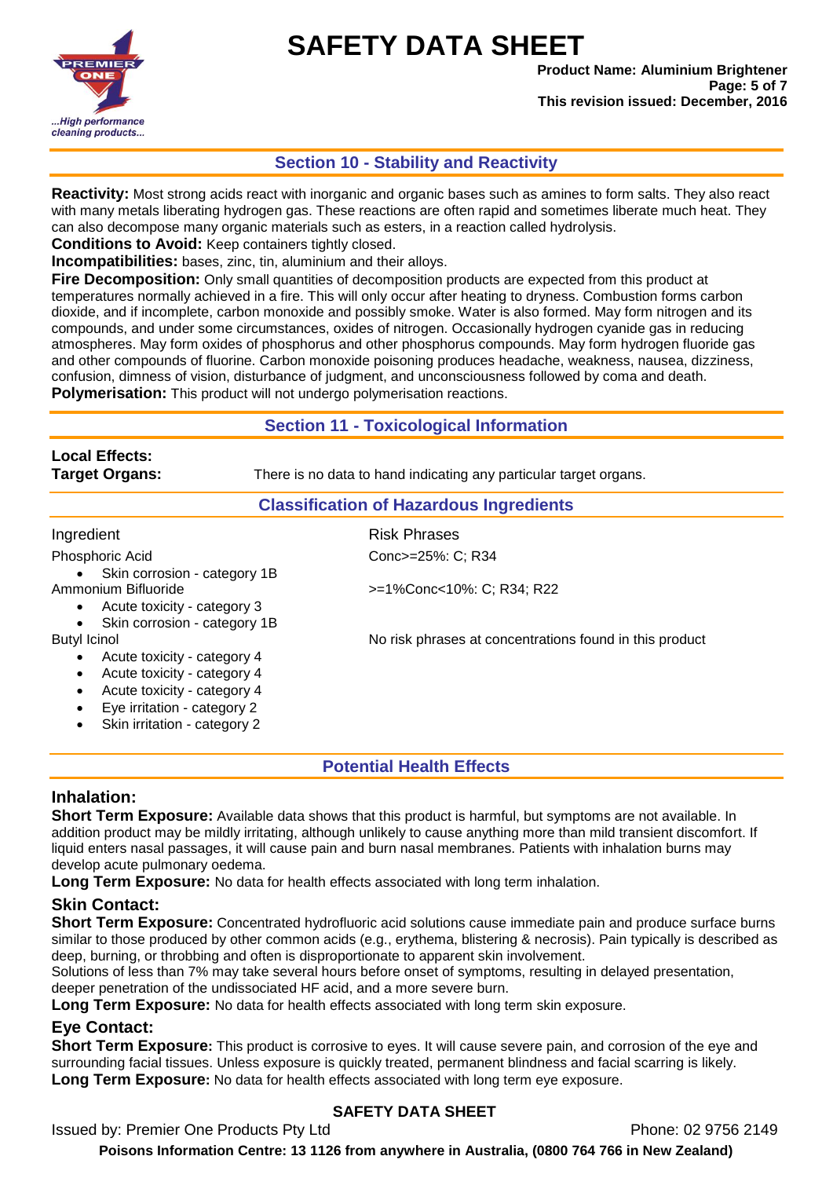## Section 10 - Stability and Reactivity

**Reactivity:** Most strong acids react with inorganic and organic bases such as amines to form salts. They also react with many metals liberating hydrogen gas. These reactions are often rapid and sometimes liberate much heat. They can also decompose many organic materials such as esters, in a reaction called hydrolysis.

**Conditions to Avoid:** Keep containers tightly closed.

**Incompatibilities:** bases, zinc, tin, aluminium and their alloys.

**Fire Decomposition:** Only small quantities of decomposition products are expected from this product at temperatures normally achieved in a fire. This will only occur after heating to dryness. Combustion forms carbon dioxide, and if incomplete, carbon monoxide and possibly smoke. Water is also formed. May form nitrogen and its compounds, and under some circumstances, oxides of nitrogen. Occasionally hydrogen cyanide gas in reducing atmospheres. May form oxides of phosphorus and other phosphorus compounds. May form hydrogen fluoride gas and other compounds of fluorine. Carbon monoxide poisoning produces headache, weakness, nausea, dizziness, confusion, dimness of vision, disturbance of judgment, and unconsciousness followed by coma and death.

**Polymerisation:** This product will not undergo polymerisation reactions.

## Section 11 - Toxicological Information

**Local Effects:**

**Target Organs:** There is no data to hand indicating any particular target organs.

### Classification of Hazardous Ingredients

| Ingredient | Risk Phrases |
|---|---|
| Phosphoric Acid<br>• Skin corrosion - category 1B | Conc>=25%: C; R34 |
| Ammonium Bifluoride<br>• Acute toxicity - category 3<br>• Skin corrosion - category 1B | >=1%Conc<10%: C; R34; R22 |
| Butyl Icinol<br>• Acute toxicity - category 4<br>• Acute toxicity - category 4<br>• Acute toxicity - category 4<br>• Eye irritation - category 2<br>• Skin irritation - category 2 | No risk phrases at concentrations found in this product |

### Potential Health Effects

#### Inhalation:

**Short Term Exposure:** Available data shows that this product is harmful, but symptoms are not available. In addition product may be mildly irritating, although unlikely to cause anything more than mild transient discomfort. If liquid enters nasal passages, it will cause pain and burn nasal membranes. Patients with inhalation burns may develop acute pulmonary oedema.

**Long Term Exposure:** No data for health effects associated with long term inhalation.

#### Skin Contact:

**Short Term Exposure:** Concentrated hydrofluoric acid solutions cause immediate pain and produce surface burns similar to those produced by other common acids (e.g., erythema, blistering & necrosis). Pain typically is described as deep, burning, or throbbing and often is disproportionate to apparent skin involvement.

Solutions of less than 7% may take several hours before onset of symptoms, resulting in delayed presentation, deeper penetration of the undissociated HF acid, and a more severe burn.

**Long Term Exposure:** No data for health effects associated with long term skin exposure.

#### Eye Contact:

**Short Term Exposure:** This product is corrosive to eyes. It will cause severe pain, and corrosion of the eye and surrounding facial tissues. Unless exposure is quickly treated, permanent blindness and facial scarring is likely.

**Long Term Exposure:** No data for health effects associated with long term eye exposure.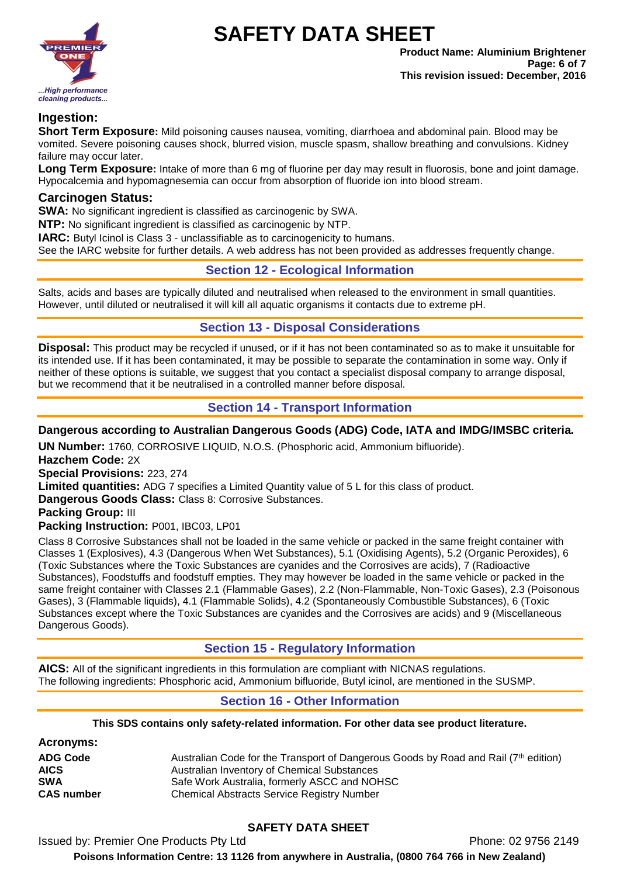### Ingestion:

**Short Term Exposure:** Mild poisoning causes nausea, vomiting, diarrhoea and abdominal pain. Blood may be vomited. Severe poisoning causes shock, blurred vision, muscle spasm, shallow breathing and convulsions. Kidney failure may occur later.

**Long Term Exposure:** Intake of more than 6 mg of fluorine per day may result in fluorosis, bone and joint damage. Hypocalcemia and hypomagnesemia can occur from absorption of fluoride ion into blood stream.

### Carcinogen Status:

**SWA:** No significant ingredient is classified as carcinogenic by SWA.

**NTP:** No significant ingredient is classified as carcinogenic by NTP.

**IARC:** Butyl Icinol is Class 3 - unclassifiable as to carcinogenicity to humans.

See the IARC website for further details. A web address has not been provided as addresses frequently change.

## Section 12 - Ecological Information

Salts, acids and bases are typically diluted and neutralised when released to the environment in small quantities. However, until diluted or neutralised it will kill all aquatic organisms it contacts due to extreme pH.

## Section 13 - Disposal Considerations

**Disposal:** This product may be recycled if unused, or if it has not been contaminated so as to make it unsuitable for its intended use. If it has been contaminated, it may be possible to separate the contamination in some way. Only if neither of these options is suitable, we suggest that you contact a specialist disposal company to arrange disposal, but we recommend that it be neutralised in a controlled manner before disposal.

## Section 14 - Transport Information

**Dangerous according to Australian Dangerous Goods (ADG) Code, IATA and IMDG/IMSBC criteria.**

**UN Number:** 1760, CORROSIVE LIQUID, N.O.S. (Phosphoric acid, Ammonium bifluoride).

**Hazchem Code:** 2X

**Special Provisions:** 223, 274

**Limited quantities:** ADG 7 specifies a Limited Quantity value of 5 L for this class of product.

**Dangerous Goods Class:** Class 8: Corrosive Substances.

**Packing Group:** III

**Packing Instruction:** P001, IBC03, LP01

Class 8 Corrosive Substances shall not be loaded in the same vehicle or packed in the same freight container with Classes 1 (Explosives), 4.3 (Dangerous When Wet Substances), 5.1 (Oxidising Agents), 5.2 (Organic Peroxides), 6 (Toxic Substances where the Toxic Substances are cyanides and the Corrosives are acids), 7 (Radioactive Substances), Foodstuffs and foodstuff empties. They may however be loaded in the same vehicle or packed in the same freight container with Classes 2.1 (Flammable Gases), 2.2 (Non-Flammable, Non-Toxic Gases), 2.3 (Poisonous Gases), 3 (Flammable liquids), 4.1 (Flammable Solids), 4.2 (Spontaneously Combustible Substances), 6 (Toxic Substances except where the Toxic Substances are cyanides and the Corrosives are acids) and 9 (Miscellaneous Dangerous Goods).

## Section 15 - Regulatory Information

**AICS:** All of the significant ingredients in this formulation are compliant with NICNAS regulations.
The following ingredients: Phosphoric acid, Ammonium bifluoride, Butyl icinol, are mentioned in the SUSMP.

## Section 16 - Other Information

**This SDS contains only safety-related information. For other data see product literature.**

### Acronyms:

| | |
|---|---|
| **ADG Code** | Australian Code for the Transport of Dangerous Goods by Road and Rail (7th edition) |
| **AICS** | Australian Inventory of Chemical Substances |
| **SWA** | Safe Work Australia, formerly ASCC and NOHSC |
| **CAS number** | Chemical Abstracts Service Registry Number |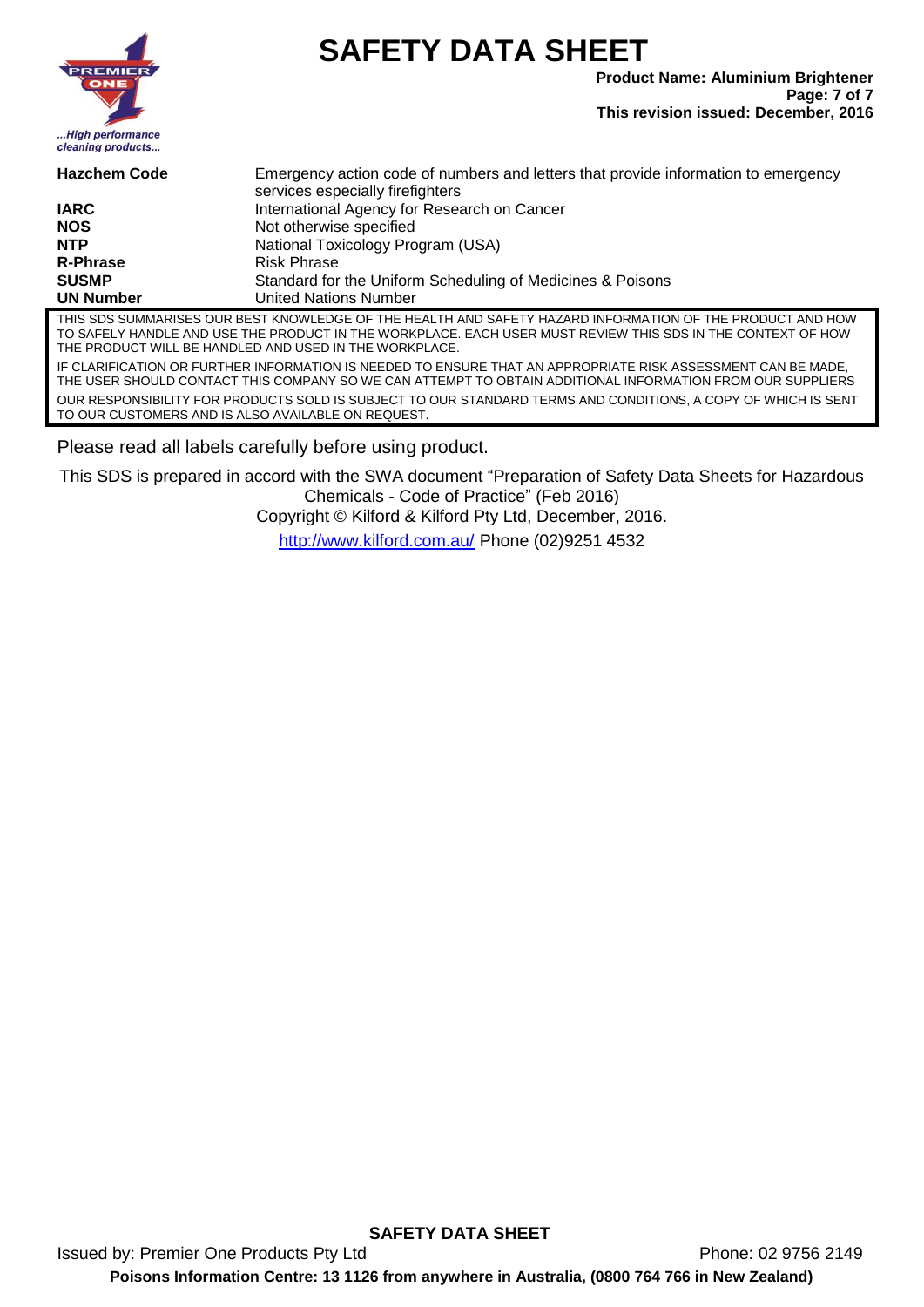| | |
|---|---|
| **Hazchem Code** | Emergency action code of numbers and letters that provide information to emergency services especially firefighters |
| **IARC** | International Agency for Research on Cancer |
| **NOS** | Not otherwise specified |
| **NTP** | National Toxicology Program (USA) |
| **R-Phrase** | Risk Phrase |
| **SUSMP** | Standard for the Uniform Scheduling of Medicines & Poisons |
| **UN Number** | United Nations Number |

THIS SDS SUMMARISES OUR BEST KNOWLEDGE OF THE HEALTH AND SAFETY HAZARD INFORMATION OF THE PRODUCT AND HOW TO SAFELY HANDLE AND USE THE PRODUCT IN THE WORKPLACE. EACH USER MUST REVIEW THIS SDS IN THE CONTEXT OF HOW THE PRODUCT WILL BE HANDLED AND USED IN THE WORKPLACE.

IF CLARIFICATION OR FURTHER INFORMATION IS NEEDED TO ENSURE THAT AN APPROPRIATE RISK ASSESSMENT CAN BE MADE, THE USER SHOULD CONTACT THIS COMPANY SO WE CAN ATTEMPT TO OBTAIN ADDITIONAL INFORMATION FROM OUR SUPPLIERS

OUR RESPONSIBILITY FOR PRODUCTS SOLD IS SUBJECT TO OUR STANDARD TERMS AND CONDITIONS, A COPY OF WHICH IS SENT TO OUR CUSTOMERS AND IS ALSO AVAILABLE ON REQUEST.

Please read all labels carefully before using product.

This SDS is prepared in accord with the SWA document "Preparation of Safety Data Sheets for Hazardous Chemicals - Code of Practice" (Feb 2016)

Copyright © Kilford & Kilford Pty Ltd, December, 2016.

http://www.kilford.com.au/ Phone (02)9251 4532